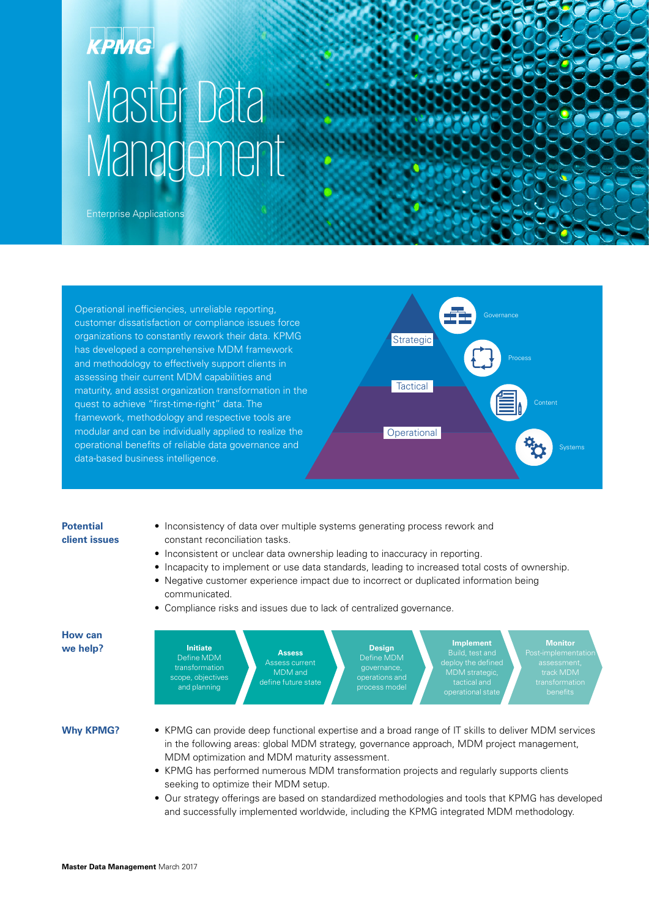KPMG

# Master Data Management

Enterprise Applications

Operational inefficiencies, unreliable reporting, customer dissatisfaction or compliance issues force organizations to constantly rework their data. KPMG has developed a comprehensive MDM framework and methodology to effectively support clients in assessing their current MDM capabilities and maturity, and assist organization transformation in the quest to achieve "first-time-right" data. The framework, methodology and respective tools are modular and can be individually applied to realize the operational benefits of reliable data governance and data-based business intelligence.

Strategic

Tactical

Operational

Governance

Process

Content

Systems

## Potential client issues

- Inconsistency of data over multiple systems generating process rework and constant reconciliation tasks.
- Inconsistent or unclear data ownership leading to inaccuracy in reporting.
- Incapacity to implement or use data standards, leading to increased total costs of ownership.
- Negative customer experience impact due to incorrect or duplicated information being communicated.
- Compliance risks and issues due to lack of centralized governance.

## How can we help?

**Initiate**
Define MDM transformation scope, objectives and planning

**Assess**
Assess current MDM and define future state

**Design**
Define MDM governance, operations and process model

**Implement**
Build, test and deploy the defined MDM strategic, tactical and operational state

**Monitor**
Post-implementation assessment, track MDM transformation benefits

## Why KPMG?

- KPMG can provide deep functional expertise and a broad range of IT skills to deliver MDM services in the following areas: global MDM strategy, governance approach, MDM project management, MDM optimization and MDM maturity assessment.
- KPMG has performed numerous MDM transformation projects and regularly supports clients seeking to optimize their MDM setup.
- Our strategy offerings are based on standardized methodologies and tools that KPMG has developed and successfully implemented worldwide, including the KPMG integrated MDM methodology.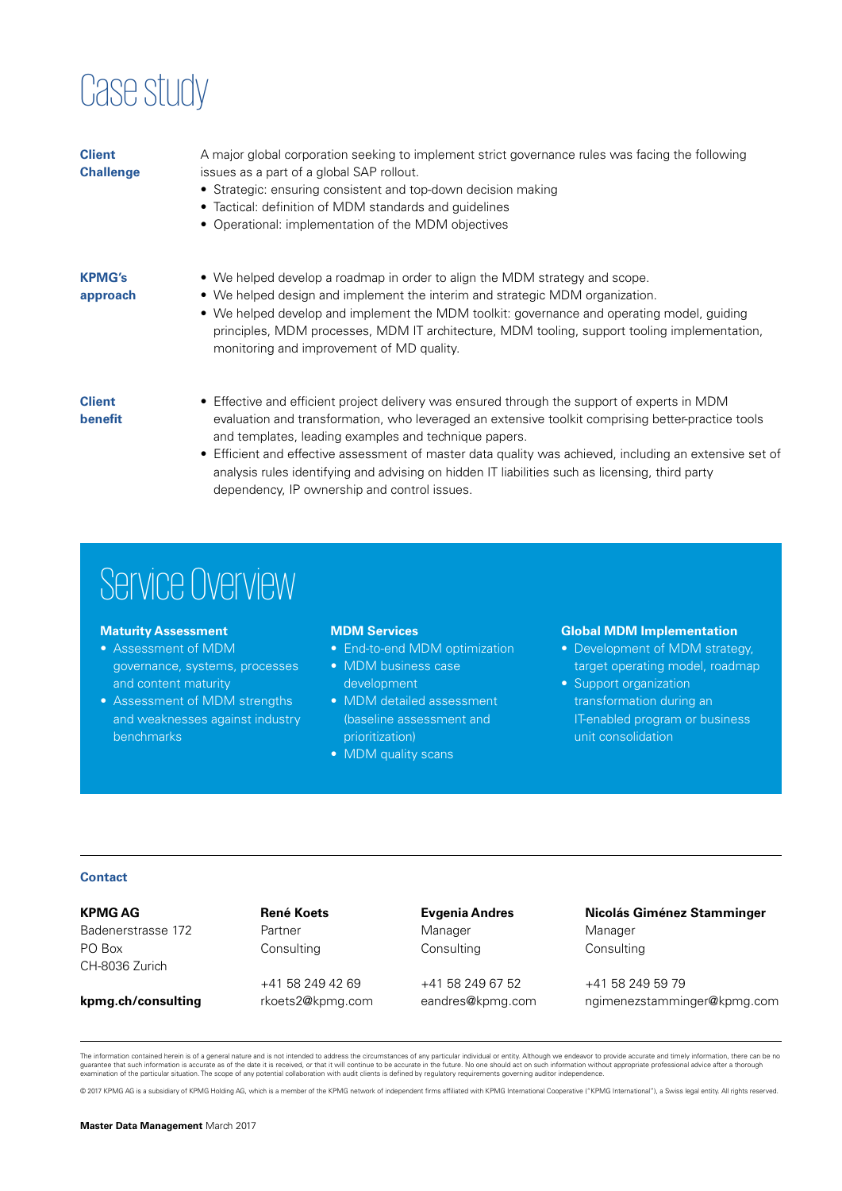# Case study

**Client Challenge**

A major global corporation seeking to implement strict governance rules was facing the following issues as a part of a global SAP rollout.

- Strategic: ensuring consistent and top-down decision making
- Tactical: definition of MDM standards and guidelines
- Operational: implementation of the MDM objectives

**KPMG's approach**

- We helped develop a roadmap in order to align the MDM strategy and scope.
- We helped design and implement the interim and strategic MDM organization.
- We helped develop and implement the MDM toolkit: governance and operating model, guiding principles, MDM processes, MDM IT architecture, MDM tooling, support tooling implementation, monitoring and improvement of MD quality.

**Client benefit**

- Effective and efficient project delivery was ensured through the support of experts in MDM evaluation and transformation, who leveraged an extensive toolkit comprising better-practice tools and templates, leading examples and technique papers.
- Efficient and effective assessment of master data quality was achieved, including an extensive set of analysis rules identifying and advising on hidden IT liabilities such as licensing, third party dependency, IP ownership and control issues.

# Service Overview

**Maturity Assessment**

- Assessment of MDM governance, systems, processes and content maturity
- Assessment of MDM strengths and weaknesses against industry benchmarks

**MDM Services**

- End-to-end MDM optimization
- MDM business case development
- MDM detailed assessment (baseline assessment and prioritization)
- MDM quality scans

**Global MDM Implementation**

- Development of MDM strategy, target operating model, roadmap
- Support organization transformation during an IT-enabled program or business unit consolidation

## Contact

**KPMG AG**
Badenerstrasse 172
PO Box
CH-8036 Zurich

**kpmg.ch/consulting**

**René Koets**
Partner
Consulting

+41 58 249 42 69
rkoets2@kpmg.com

**Evgenia Andres**
Manager
Consulting

+41 58 249 67 52
eandres@kpmg.com

**Nicolás Giménez Stamminger**
Manager
Consulting

+41 58 249 59 79
ngimenezstamminger@kpmg.com

The information contained herein is of a general nature and is not intended to address the circumstances of any particular individual or entity. Although we endeavor to provide accurate and timely information, there can be no guarantee that such information is accurate as of the date it is received, or that it will continue to be accurate in the future. No one should act on such information without appropriate professional advice after a thorough examination of the particular situation. The scope of any potential collaboration with audit clients is defined by regulatory requirements governing auditor independence.

© 2017 KPMG AG is a subsidiary of KPMG Holding AG, which is a member of the KPMG network of independent firms affiliated with KPMG International Cooperative ("KPMG International"), a Swiss legal entity. All rights reserved.

**Master Data Management** March 2017